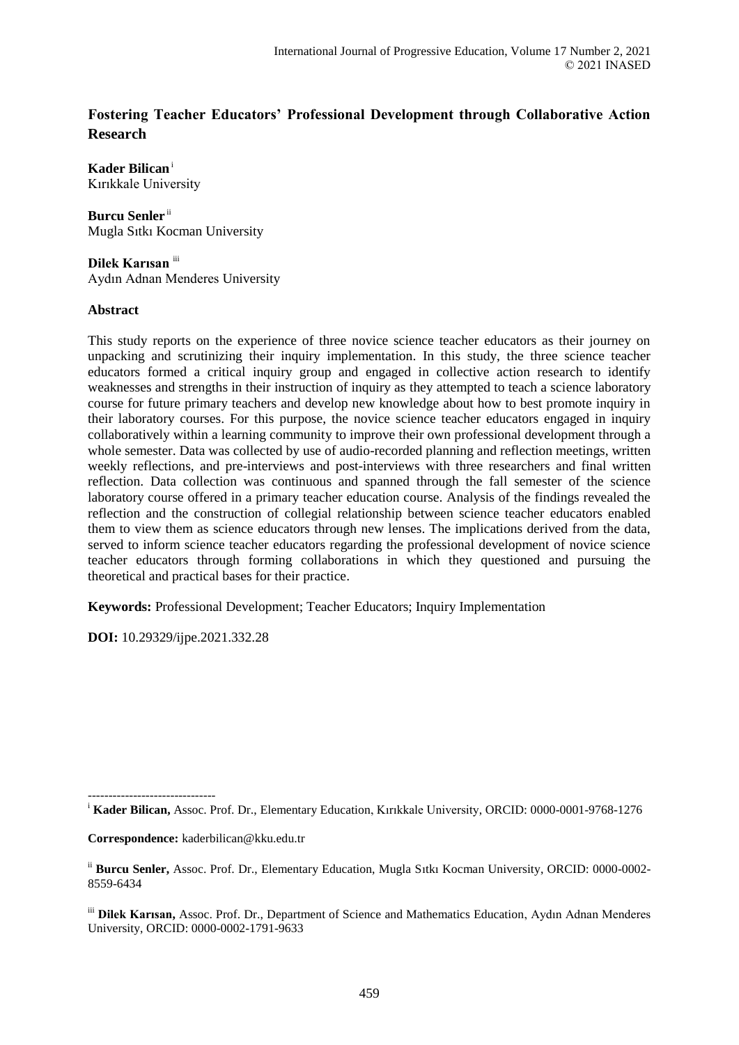# Fostering Teacher Educators' Professional Development through Collaborative Action Research

**Kader Bilican** [i]
Kırıkkale University

**Burcu Senler** [ii]
Mugla Sıtkı Kocman University

**Dilek Karısan** [iii]
Aydın Adnan Menderes University

## Abstract

This study reports on the experience of three novice science teacher educators as their journey on unpacking and scrutinizing their inquiry implementation. In this study, the three science teacher educators formed a critical inquiry group and engaged in collective action research to identify weaknesses and strengths in their instruction of inquiry as they attempted to teach a science laboratory course for future primary teachers and develop new knowledge about how to best promote inquiry in their laboratory courses. For this purpose, the novice science teacher educators engaged in inquiry collaboratively within a learning community to improve their own professional development through a whole semester. Data was collected by use of audio-recorded planning and reflection meetings, written weekly reflections, and pre-interviews and post-interviews with three researchers and final written reflection. Data collection was continuous and spanned through the fall semester of the science laboratory course offered in a primary teacher education course. Analysis of the findings revealed the reflection and the construction of collegial relationship between science teacher educators enabled them to view them as science educators through new lenses. The implications derived from the data, served to inform science teacher educators regarding the professional development of novice science teacher educators through forming collaborations in which they questioned and pursuing the theoretical and practical bases for their practice.

**Keywords:** Professional Development; Teacher Educators; Inquiry Implementation

**DOI:** 10.29329/ijpe.2021.332.28

-------------------------------

[i] **Kader Bilican,** Assoc. Prof. Dr., Elementary Education, Kırıkkale University, ORCID: 0000-0001-9768-1276

**Correspondence:** kaderbilican@kku.edu.tr

[ii] **Burcu Senler,** Assoc. Prof. Dr., Elementary Education, Mugla Sıtkı Kocman University, ORCID: 0000-0002-8559-6434

[iii] **Dilek Karısan,** Assoc. Prof. Dr., Department of Science and Mathematics Education, Aydın Adnan Menderes University, ORCID: 0000-0002-1791-9633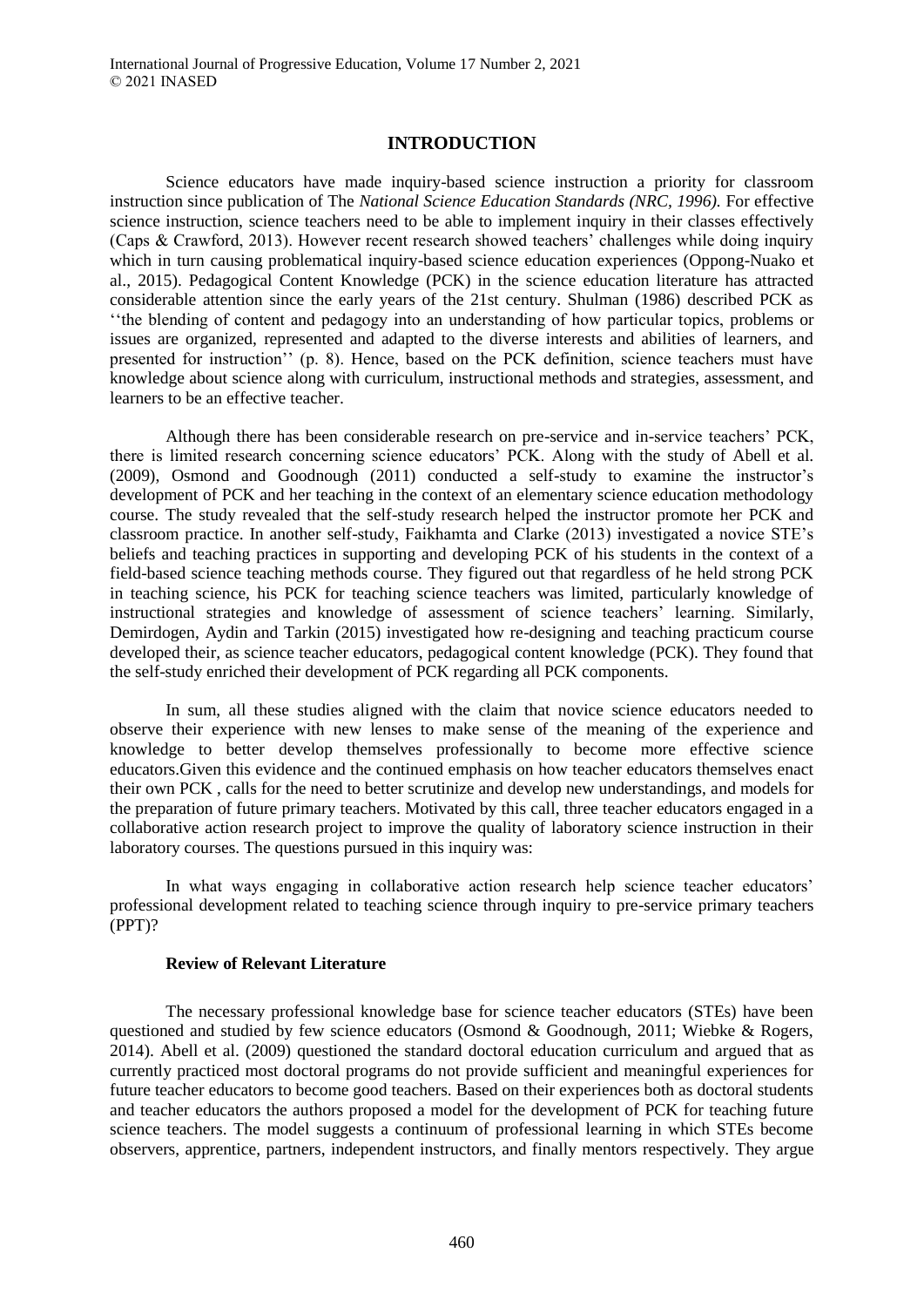## INTRODUCTION

Science educators have made inquiry-based science instruction a priority for classroom instruction since publication of The *National Science Education Standards (NRC, 1996).* For effective science instruction, science teachers need to be able to implement inquiry in their classes effectively (Caps & Crawford, 2013). However recent research showed teachers' challenges while doing inquiry which in turn causing problematical inquiry-based science education experiences (Oppong-Nuako et al., 2015). Pedagogical Content Knowledge (PCK) in the science education literature has attracted considerable attention since the early years of the 21st century. Shulman (1986) described PCK as ''the blending of content and pedagogy into an understanding of how particular topics, problems or issues are organized, represented and adapted to the diverse interests and abilities of learners, and presented for instruction'' (p. 8). Hence, based on the PCK definition, science teachers must have knowledge about science along with curriculum, instructional methods and strategies, assessment, and learners to be an effective teacher.

Although there has been considerable research on pre-service and in-service teachers' PCK, there is limited research concerning science educators' PCK. Along with the study of Abell et al. (2009), Osmond and Goodnough (2011) conducted a self-study to examine the instructor's development of PCK and her teaching in the context of an elementary science education methodology course. The study revealed that the self-study research helped the instructor promote her PCK and classroom practice. In another self-study, Faikhamta and Clarke (2013) investigated a novice STE's beliefs and teaching practices in supporting and developing PCK of his students in the context of a field-based science teaching methods course. They figured out that regardless of he held strong PCK in teaching science, his PCK for teaching science teachers was limited, particularly knowledge of instructional strategies and knowledge of assessment of science teachers' learning. Similarly, Demirdogen, Aydin and Tarkin (2015) investigated how re-designing and teaching practicum course developed their, as science teacher educators, pedagogical content knowledge (PCK). They found that the self-study enriched their development of PCK regarding all PCK components.

In sum, all these studies aligned with the claim that novice science educators needed to observe their experience with new lenses to make sense of the meaning of the experience and knowledge to better develop themselves professionally to become more effective science educators.Given this evidence and the continued emphasis on how teacher educators themselves enact their own PCK , calls for the need to better scrutinize and develop new understandings, and models for the preparation of future primary teachers. Motivated by this call, three teacher educators engaged in a collaborative action research project to improve the quality of laboratory science instruction in their laboratory courses. The questions pursued in this inquiry was:

In what ways engaging in collaborative action research help science teacher educators' professional development related to teaching science through inquiry to pre-service primary teachers (PPT)?

### Review of Relevant Literature

The necessary professional knowledge base for science teacher educators (STEs) have been questioned and studied by few science educators (Osmond & Goodnough, 2011; Wiebke & Rogers, 2014). Abell et al. (2009) questioned the standard doctoral education curriculum and argued that as currently practiced most doctoral programs do not provide sufficient and meaningful experiences for future teacher educators to become good teachers. Based on their experiences both as doctoral students and teacher educators the authors proposed a model for the development of PCK for teaching future science teachers. The model suggests a continuum of professional learning in which STEs become observers, apprentice, partners, independent instructors, and finally mentors respectively. They argue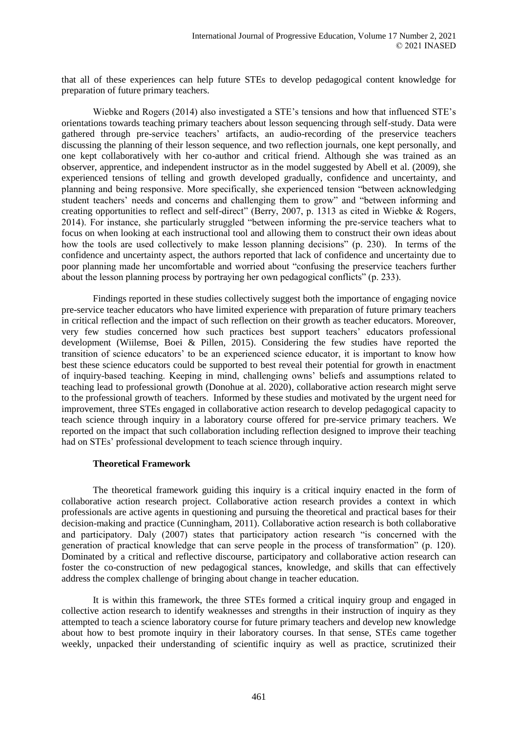that all of these experiences can help future STEs to develop pedagogical content knowledge for preparation of future primary teachers.

Wiebke and Rogers (2014) also investigated a STE's tensions and how that influenced STE's orientations towards teaching primary teachers about lesson sequencing through self-study. Data were gathered through pre-service teachers' artifacts, an audio-recording of the preservice teachers discussing the planning of their lesson sequence, and two reflection journals, one kept personally, and one kept collaboratively with her co-author and critical friend. Although she was trained as an observer, apprentice, and independent instructor as in the model suggested by Abell et al. (2009), she experienced tensions of telling and growth developed gradually, confidence and uncertainty, and planning and being responsive. More specifically, she experienced tension "between acknowledging student teachers' needs and concerns and challenging them to grow" and "between informing and creating opportunities to reflect and self-direct" (Berry, 2007, p. 1313 as cited in Wiebke & Rogers, 2014). For instance, she particularly struggled "between informing the pre-service teachers what to focus on when looking at each instructional tool and allowing them to construct their own ideas about how the tools are used collectively to make lesson planning decisions" (p. 230). In terms of the confidence and uncertainty aspect, the authors reported that lack of confidence and uncertainty due to poor planning made her uncomfortable and worried about "confusing the preservice teachers further about the lesson planning process by portraying her own pedagogical conflicts" (p. 233).

Findings reported in these studies collectively suggest both the importance of engaging novice pre-service teacher educators who have limited experience with preparation of future primary teachers in critical reflection and the impact of such reflection on their growth as teacher educators. Moreover, very few studies concerned how such practices best support teachers' educators professional development (Wiilemse, Boei & Pillen, 2015). Considering the few studies have reported the transition of science educators' to be an experienced science educator, it is important to know how best these science educators could be supported to best reveal their potential for growth in enactment of inquiry-based teaching. Keeping in mind, challenging owns' beliefs and assumptions related to teaching lead to professional growth (Donohue at al. 2020), collaborative action research might serve to the professional growth of teachers. Informed by these studies and motivated by the urgent need for improvement, three STEs engaged in collaborative action research to develop pedagogical capacity to teach science through inquiry in a laboratory course offered for pre-service primary teachers. We reported on the impact that such collaboration including reflection designed to improve their teaching had on STEs' professional development to teach science through inquiry.

## Theoretical Framework

The theoretical framework guiding this inquiry is a critical inquiry enacted in the form of collaborative action research project. Collaborative action research provides a context in which professionals are active agents in questioning and pursuing the theoretical and practical bases for their decision-making and practice (Cunningham, 2011). Collaborative action research is both collaborative and participatory. Daly (2007) states that participatory action research "is concerned with the generation of practical knowledge that can serve people in the process of transformation" (p. 120). Dominated by a critical and reflective discourse, participatory and collaborative action research can foster the co-construction of new pedagogical stances, knowledge, and skills that can effectively address the complex challenge of bringing about change in teacher education.

It is within this framework, the three STEs formed a critical inquiry group and engaged in collective action research to identify weaknesses and strengths in their instruction of inquiry as they attempted to teach a science laboratory course for future primary teachers and develop new knowledge about how to best promote inquiry in their laboratory courses. In that sense, STEs came together weekly, unpacked their understanding of scientific inquiry as well as practice, scrutinized their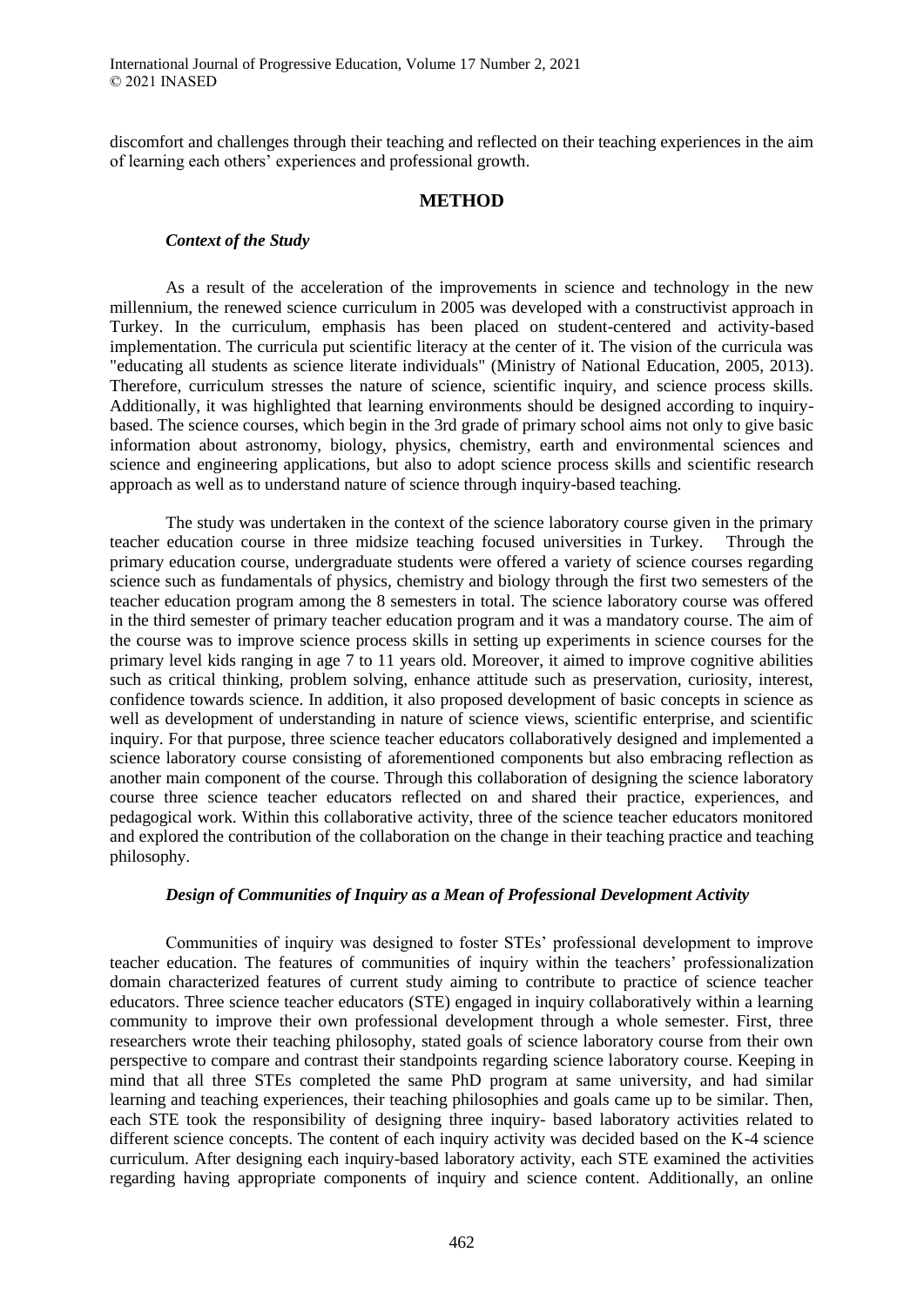discomfort and challenges through their teaching and reflected on their teaching experiences in the aim of learning each others' experiences and professional growth.

## METHOD

### *Context of the Study*

As a result of the acceleration of the improvements in science and technology in the new millennium, the renewed science curriculum in 2005 was developed with a constructivist approach in Turkey. In the curriculum, emphasis has been placed on student-centered and activity-based implementation. The curricula put scientific literacy at the center of it. The vision of the curricula was "educating all students as science literate individuals" (Ministry of National Education, 2005, 2013). Therefore, curriculum stresses the nature of science, scientific inquiry, and science process skills. Additionally, it was highlighted that learning environments should be designed according to inquiry-based. The science courses, which begin in the 3rd grade of primary school aims not only to give basic information about astronomy, biology, physics, chemistry, earth and environmental sciences and science and engineering applications, but also to adopt science process skills and scientific research approach as well as to understand nature of science through inquiry-based teaching.

The study was undertaken in the context of the science laboratory course given in the primary teacher education course in three midsize teaching focused universities in Turkey. Through the primary education course, undergraduate students were offered a variety of science courses regarding science such as fundamentals of physics, chemistry and biology through the first two semesters of the teacher education program among the 8 semesters in total. The science laboratory course was offered in the third semester of primary teacher education program and it was a mandatory course. The aim of the course was to improve science process skills in setting up experiments in science courses for the primary level kids ranging in age 7 to 11 years old. Moreover, it aimed to improve cognitive abilities such as critical thinking, problem solving, enhance attitude such as preservation, curiosity, interest, confidence towards science. In addition, it also proposed development of basic concepts in science as well as development of understanding in nature of science views, scientific enterprise, and scientific inquiry. For that purpose, three science teacher educators collaboratively designed and implemented a science laboratory course consisting of aforementioned components but also embracing reflection as another main component of the course. Through this collaboration of designing the science laboratory course three science teacher educators reflected on and shared their practice, experiences, and pedagogical work. Within this collaborative activity, three of the science teacher educators monitored and explored the contribution of the collaboration on the change in their teaching practice and teaching philosophy.

### *Design of Communities of Inquiry as a Mean of Professional Development Activity*

Communities of inquiry was designed to foster STEs' professional development to improve teacher education. The features of communities of inquiry within the teachers' professionalization domain characterized features of current study aiming to contribute to practice of science teacher educators. Three science teacher educators (STE) engaged in inquiry collaboratively within a learning community to improve their own professional development through a whole semester. First, three researchers wrote their teaching philosophy, stated goals of science laboratory course from their own perspective to compare and contrast their standpoints regarding science laboratory course. Keeping in mind that all three STEs completed the same PhD program at same university, and had similar learning and teaching experiences, their teaching philosophies and goals came up to be similar. Then, each STE took the responsibility of designing three inquiry- based laboratory activities related to different science concepts. The content of each inquiry activity was decided based on the K-4 science curriculum. After designing each inquiry-based laboratory activity, each STE examined the activities regarding having appropriate components of inquiry and science content. Additionally, an online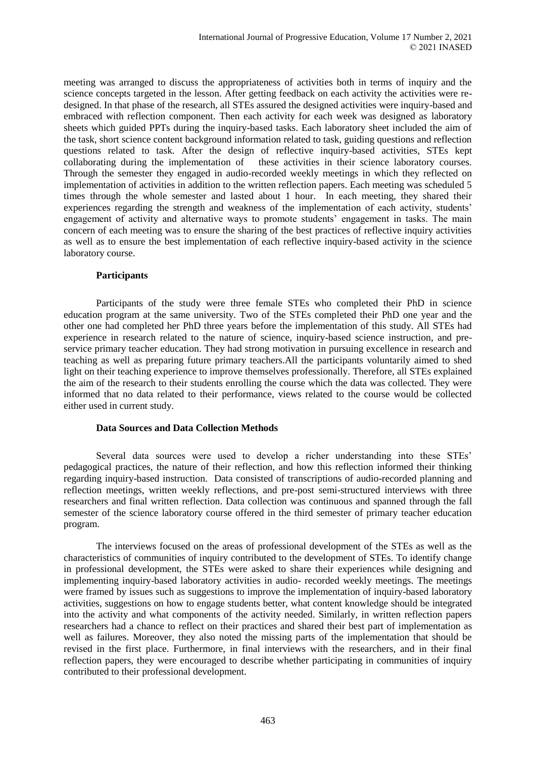meeting was arranged to discuss the appropriateness of activities both in terms of inquiry and the science concepts targeted in the lesson. After getting feedback on each activity the activities were re-designed. In that phase of the research, all STEs assured the designed activities were inquiry-based and embraced with reflection component. Then each activity for each week was designed as laboratory sheets which guided PPTs during the inquiry-based tasks. Each laboratory sheet included the aim of the task, short science content background information related to task, guiding questions and reflection questions related to task. After the design of reflective inquiry-based activities, STEs kept collaborating during the implementation of these activities in their science laboratory courses. Through the semester they engaged in audio-recorded weekly meetings in which they reflected on implementation of activities in addition to the written reflection papers. Each meeting was scheduled 5 times through the whole semester and lasted about 1 hour. In each meeting, they shared their experiences regarding the strength and weakness of the implementation of each activity, students' engagement of activity and alternative ways to promote students' engagement in tasks. The main concern of each meeting was to ensure the sharing of the best practices of reflective inquiry activities as well as to ensure the best implementation of each reflective inquiry-based activity in the science laboratory course.

### Participants

Participants of the study were three female STEs who completed their PhD in science education program at the same university. Two of the STEs completed their PhD one year and the other one had completed her PhD three years before the implementation of this study. All STEs had experience in research related to the nature of science, inquiry-based science instruction, and pre-service primary teacher education. They had strong motivation in pursuing excellence in research and teaching as well as preparing future primary teachers.All the participants voluntarily aimed to shed light on their teaching experience to improve themselves professionally. Therefore, all STEs explained the aim of the research to their students enrolling the course which the data was collected. They were informed that no data related to their performance, views related to the course would be collected either used in current study.

### Data Sources and Data Collection Methods

Several data sources were used to develop a richer understanding into these STEs' pedagogical practices, the nature of their reflection, and how this reflection informed their thinking regarding inquiry-based instruction. Data consisted of transcriptions of audio-recorded planning and reflection meetings, written weekly reflections, and pre-post semi-structured interviews with three researchers and final written reflection. Data collection was continuous and spanned through the fall semester of the science laboratory course offered in the third semester of primary teacher education program.

The interviews focused on the areas of professional development of the STEs as well as the characteristics of communities of inquiry contributed to the development of STEs. To identify change in professional development, the STEs were asked to share their experiences while designing and implementing inquiry-based laboratory activities in audio- recorded weekly meetings. The meetings were framed by issues such as suggestions to improve the implementation of inquiry-based laboratory activities, suggestions on how to engage students better, what content knowledge should be integrated into the activity and what components of the activity needed. Similarly, in written reflection papers researchers had a chance to reflect on their practices and shared their best part of implementation as well as failures. Moreover, they also noted the missing parts of the implementation that should be revised in the first place. Furthermore, in final interviews with the researchers, and in their final reflection papers, they were encouraged to describe whether participating in communities of inquiry contributed to their professional development.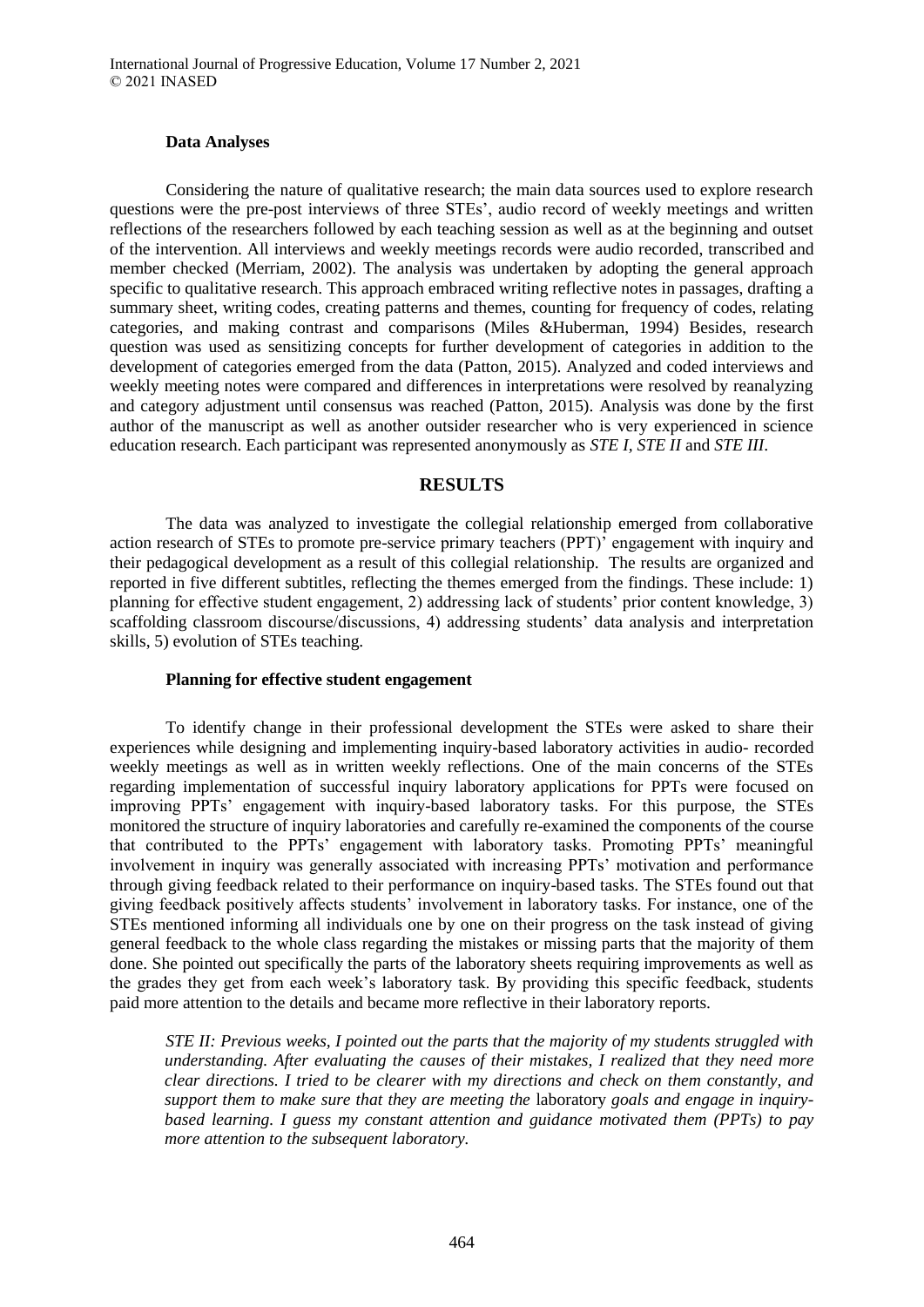### Data Analyses

Considering the nature of qualitative research; the main data sources used to explore research questions were the pre-post interviews of three STEs', audio record of weekly meetings and written reflections of the researchers followed by each teaching session as well as at the beginning and outset of the intervention. All interviews and weekly meetings records were audio recorded, transcribed and member checked (Merriam, 2002). The analysis was undertaken by adopting the general approach specific to qualitative research. This approach embraced writing reflective notes in passages, drafting a summary sheet, writing codes, creating patterns and themes, counting for frequency of codes, relating categories, and making contrast and comparisons (Miles &Huberman, 1994) Besides, research question was used as sensitizing concepts for further development of categories in addition to the development of categories emerged from the data (Patton, 2015). Analyzed and coded interviews and weekly meeting notes were compared and differences in interpretations were resolved by reanalyzing and category adjustment until consensus was reached (Patton, 2015). Analysis was done by the first author of the manuscript as well as another outsider researcher who is very experienced in science education research. Each participant was represented anonymously as *STE I, STE II* and *STE III*.

## RESULTS

The data was analyzed to investigate the collegial relationship emerged from collaborative action research of STEs to promote pre-service primary teachers (PPT)' engagement with inquiry and their pedagogical development as a result of this collegial relationship. The results are organized and reported in five different subtitles, reflecting the themes emerged from the findings. These include: 1) planning for effective student engagement, 2) addressing lack of students' prior content knowledge, 3) scaffolding classroom discourse/discussions, 4) addressing students' data analysis and interpretation skills, 5) evolution of STEs teaching.

### Planning for effective student engagement

To identify change in their professional development the STEs were asked to share their experiences while designing and implementing inquiry-based laboratory activities in audio- recorded weekly meetings as well as in written weekly reflections. One of the main concerns of the STEs regarding implementation of successful inquiry laboratory applications for PPTs were focused on improving PPTs' engagement with inquiry-based laboratory tasks. For this purpose, the STEs monitored the structure of inquiry laboratories and carefully re-examined the components of the course that contributed to the PPTs' engagement with laboratory tasks. Promoting PPTs' meaningful involvement in inquiry was generally associated with increasing PPTs' motivation and performance through giving feedback related to their performance on inquiry-based tasks. The STEs found out that giving feedback positively affects students' involvement in laboratory tasks. For instance, one of the STEs mentioned informing all individuals one by one on their progress on the task instead of giving general feedback to the whole class regarding the mistakes or missing parts that the majority of them done. She pointed out specifically the parts of the laboratory sheets requiring improvements as well as the grades they get from each week's laboratory task. By providing this specific feedback, students paid more attention to the details and became more reflective in their laboratory reports.

> *STE II: Previous weeks, I pointed out the parts that the majority of my students struggled with understanding. After evaluating the causes of their mistakes, I realized that they need more clear directions. I tried to be clearer with my directions and check on them constantly, and support them to make sure that they are meeting the* laboratory *goals and engage in inquiry-based learning. I guess my constant attention and guidance motivated them (PPTs) to pay more attention to the subsequent laboratory.*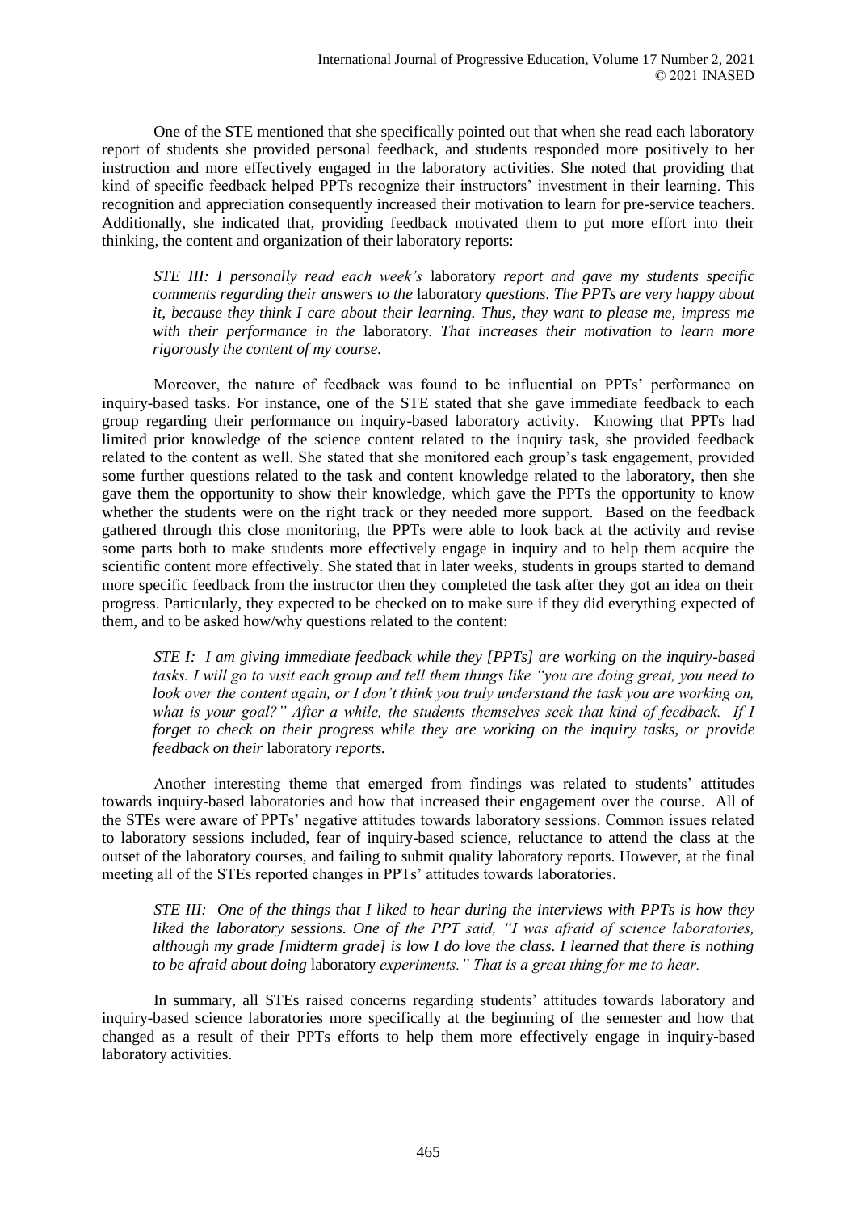One of the STE mentioned that she specifically pointed out that when she read each laboratory report of students she provided personal feedback, and students responded more positively to her instruction and more effectively engaged in the laboratory activities. She noted that providing that kind of specific feedback helped PPTs recognize their instructors' investment in their learning. This recognition and appreciation consequently increased their motivation to learn for pre-service teachers. Additionally, she indicated that, providing feedback motivated them to put more effort into their thinking, the content and organization of their laboratory reports:

> *STE III: I personally read each week's* laboratory *report and gave my students specific comments regarding their answers to the* laboratory *questions. The PPTs are very happy about it, because they think I care about their learning. Thus, they want to please me, impress me with their performance in the* laboratory. *That increases their motivation to learn more rigorously the content of my course.*

Moreover, the nature of feedback was found to be influential on PPTs' performance on inquiry-based tasks. For instance, one of the STE stated that she gave immediate feedback to each group regarding their performance on inquiry-based laboratory activity. Knowing that PPTs had limited prior knowledge of the science content related to the inquiry task, she provided feedback related to the content as well. She stated that she monitored each group's task engagement, provided some further questions related to the task and content knowledge related to the laboratory, then she gave them the opportunity to show their knowledge, which gave the PPTs the opportunity to know whether the students were on the right track or they needed more support. Based on the feedback gathered through this close monitoring, the PPTs were able to look back at the activity and revise some parts both to make students more effectively engage in inquiry and to help them acquire the scientific content more effectively. She stated that in later weeks, students in groups started to demand more specific feedback from the instructor then they completed the task after they got an idea on their progress. Particularly, they expected to be checked on to make sure if they did everything expected of them, and to be asked how/why questions related to the content:

> *STE I: I am giving immediate feedback while they [PPTs] are working on the inquiry-based tasks. I will go to visit each group and tell them things like "you are doing great, you need to look over the content again, or I don't think you truly understand the task you are working on, what is your goal?" After a while, the students themselves seek that kind of feedback. If I forget to check on their progress while they are working on the inquiry tasks, or provide feedback on their* laboratory *reports.*

Another interesting theme that emerged from findings was related to students' attitudes towards inquiry-based laboratories and how that increased their engagement over the course. All of the STEs were aware of PPTs' negative attitudes towards laboratory sessions. Common issues related to laboratory sessions included, fear of inquiry-based science, reluctance to attend the class at the outset of the laboratory courses, and failing to submit quality laboratory reports. However, at the final meeting all of the STEs reported changes in PPTs' attitudes towards laboratories.

> *STE III: One of the things that I liked to hear during the interviews with PPTs is how they liked the laboratory sessions. One of the PPT said, "I was afraid of science laboratories, although my grade [midterm grade] is low I do love the class. I learned that there is nothing to be afraid about doing* laboratory *experiments." That is a great thing for me to hear.*

In summary, all STEs raised concerns regarding students' attitudes towards laboratory and inquiry-based science laboratories more specifically at the beginning of the semester and how that changed as a result of their PPTs efforts to help them more effectively engage in inquiry-based laboratory activities.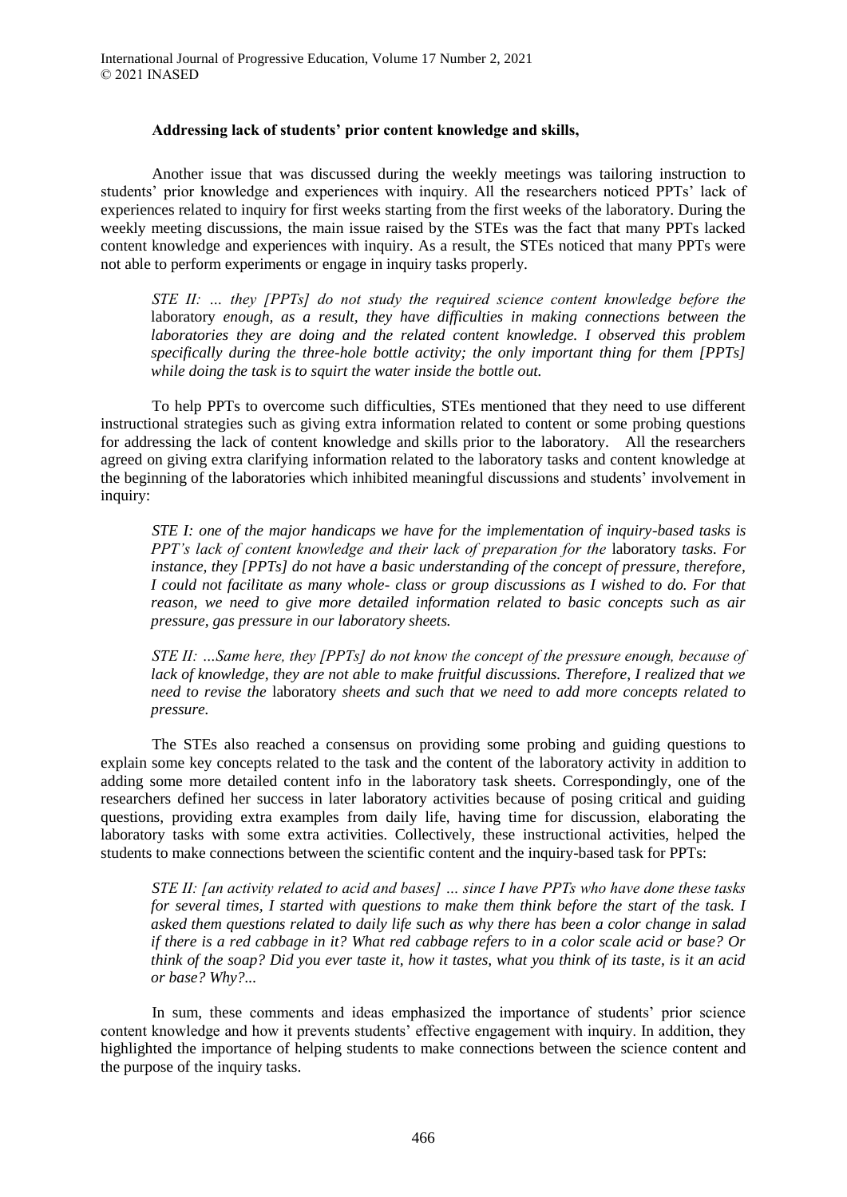### **Addressing lack of students' prior content knowledge and skills,**

Another issue that was discussed during the weekly meetings was tailoring instruction to students' prior knowledge and experiences with inquiry. All the researchers noticed PPTs' lack of experiences related to inquiry for first weeks starting from the first weeks of the laboratory. During the weekly meeting discussions, the main issue raised by the STEs was the fact that many PPTs lacked content knowledge and experiences with inquiry. As a result, the STEs noticed that many PPTs were not able to perform experiments or engage in inquiry tasks properly.

> *STE II: … they [PPTs] do not study the required science content knowledge before the* laboratory *enough, as a result, they have difficulties in making connections between the laboratories they are doing and the related content knowledge. I observed this problem specifically during the three-hole bottle activity; the only important thing for them [PPTs] while doing the task is to squirt the water inside the bottle out.*

To help PPTs to overcome such difficulties, STEs mentioned that they need to use different instructional strategies such as giving extra information related to content or some probing questions for addressing the lack of content knowledge and skills prior to the laboratory. All the researchers agreed on giving extra clarifying information related to the laboratory tasks and content knowledge at the beginning of the laboratories which inhibited meaningful discussions and students' involvement in inquiry:

> *STE I: one of the major handicaps we have for the implementation of inquiry-based tasks is PPT's lack of content knowledge and their lack of preparation for the* laboratory *tasks. For instance, they [PPTs] do not have a basic understanding of the concept of pressure, therefore, I could not facilitate as many whole- class or group discussions as I wished to do. For that reason, we need to give more detailed information related to basic concepts such as air pressure, gas pressure in our laboratory sheets.*

> *STE II: …Same here, they [PPTs] do not know the concept of the pressure enough, because of lack of knowledge, they are not able to make fruitful discussions. Therefore, I realized that we need to revise the* laboratory *sheets and such that we need to add more concepts related to pressure.*

The STEs also reached a consensus on providing some probing and guiding questions to explain some key concepts related to the task and the content of the laboratory activity in addition to adding some more detailed content info in the laboratory task sheets. Correspondingly, one of the researchers defined her success in later laboratory activities because of posing critical and guiding questions, providing extra examples from daily life, having time for discussion, elaborating the laboratory tasks with some extra activities. Collectively, these instructional activities, helped the students to make connections between the scientific content and the inquiry-based task for PPTs:

> *STE II: [an activity related to acid and bases] … since I have PPTs who have done these tasks for several times, I started with questions to make them think before the start of the task. I asked them questions related to daily life such as why there has been a color change in salad if there is a red cabbage in it? What red cabbage refers to in a color scale acid or base? Or think of the soap? Did you ever taste it, how it tastes, what you think of its taste, is it an acid or base? Why?...*

In sum, these comments and ideas emphasized the importance of students' prior science content knowledge and how it prevents students' effective engagement with inquiry. In addition, they highlighted the importance of helping students to make connections between the science content and the purpose of the inquiry tasks.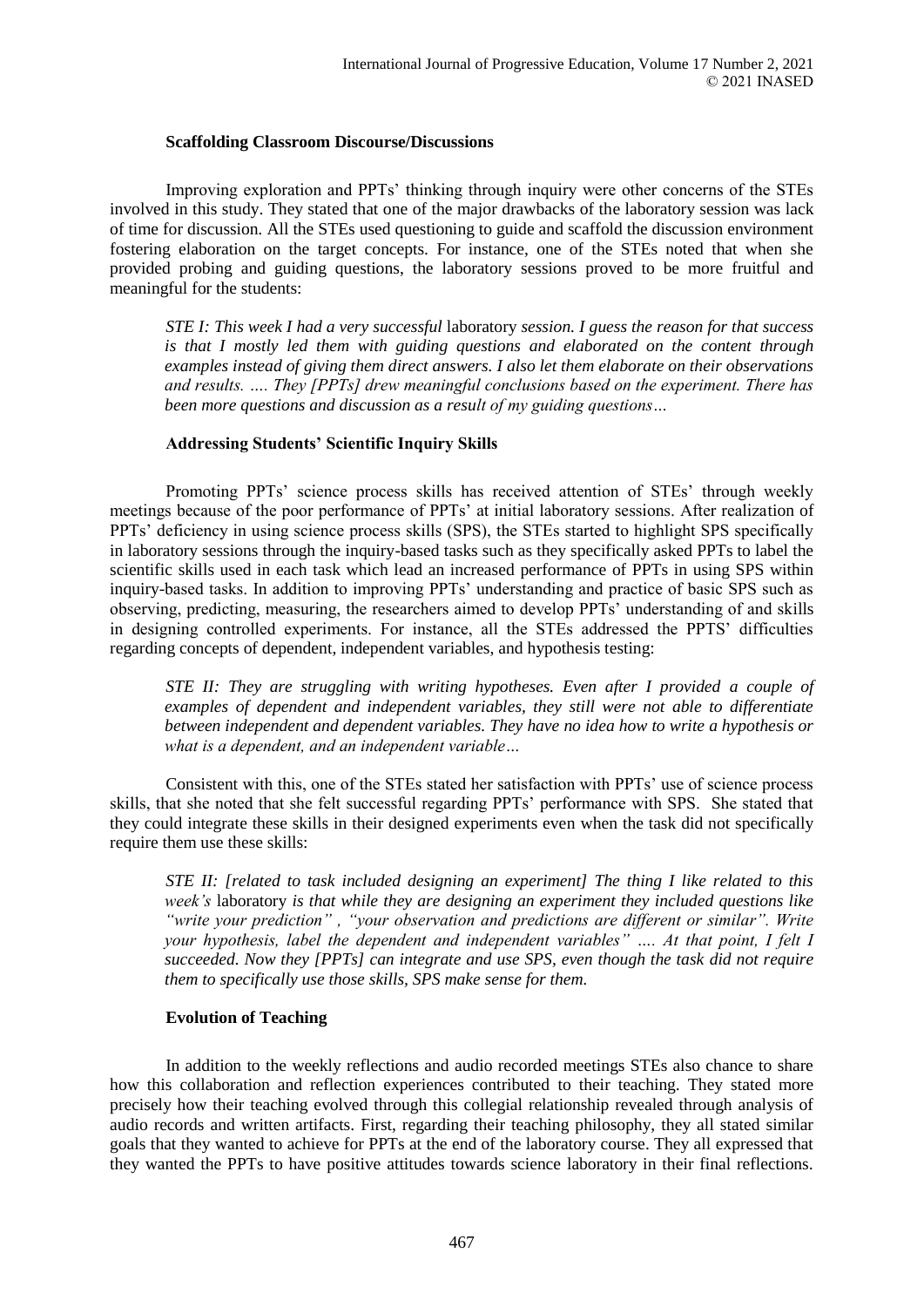### Scaffolding Classroom Discourse/Discussions

Improving exploration and PPTs' thinking through inquiry were other concerns of the STEs involved in this study. They stated that one of the major drawbacks of the laboratory session was lack of time for discussion. All the STEs used questioning to guide and scaffold the discussion environment fostering elaboration on the target concepts. For instance, one of the STEs noted that when she provided probing and guiding questions, the laboratory sessions proved to be more fruitful and meaningful for the students:

> *STE I: This week I had a very successful* laboratory *session. I guess the reason for that success is that I mostly led them with guiding questions and elaborated on the content through examples instead of giving them direct answers. I also let them elaborate on their observations and results. …. They [PPTs] drew meaningful conclusions based on the experiment. There has been more questions and discussion as a result of my guiding questions…*

### Addressing Students' Scientific Inquiry Skills

Promoting PPTs' science process skills has received attention of STEs' through weekly meetings because of the poor performance of PPTs' at initial laboratory sessions. After realization of PPTs' deficiency in using science process skills (SPS), the STEs started to highlight SPS specifically in laboratory sessions through the inquiry-based tasks such as they specifically asked PPTs to label the scientific skills used in each task which lead an increased performance of PPTs in using SPS within inquiry-based tasks. In addition to improving PPTs' understanding and practice of basic SPS such as observing, predicting, measuring, the researchers aimed to develop PPTs' understanding of and skills in designing controlled experiments. For instance, all the STEs addressed the PPTS' difficulties regarding concepts of dependent, independent variables, and hypothesis testing:

> *STE II: They are struggling with writing hypotheses. Even after I provided a couple of examples of dependent and independent variables, they still were not able to differentiate between independent and dependent variables. They have no idea how to write a hypothesis or what is a dependent, and an independent variable…*

Consistent with this, one of the STEs stated her satisfaction with PPTs' use of science process skills, that she noted that she felt successful regarding PPTs' performance with SPS. She stated that they could integrate these skills in their designed experiments even when the task did not specifically require them use these skills:

> *STE II: [related to task included designing an experiment] The thing I like related to this week's* laboratory *is that while they are designing an experiment they included questions like "write your prediction" , "your observation and predictions are different or similar". Write your hypothesis, label the dependent and independent variables" …. At that point, I felt I succeeded. Now they [PPTs] can integrate and use SPS, even though the task did not require them to specifically use those skills, SPS make sense for them.*

### Evolution of Teaching

In addition to the weekly reflections and audio recorded meetings STEs also chance to share how this collaboration and reflection experiences contributed to their teaching. They stated more precisely how their teaching evolved through this collegial relationship revealed through analysis of audio records and written artifacts. First, regarding their teaching philosophy, they all stated similar goals that they wanted to achieve for PPTs at the end of the laboratory course. They all expressed that they wanted the PPTs to have positive attitudes towards science laboratory in their final reflections.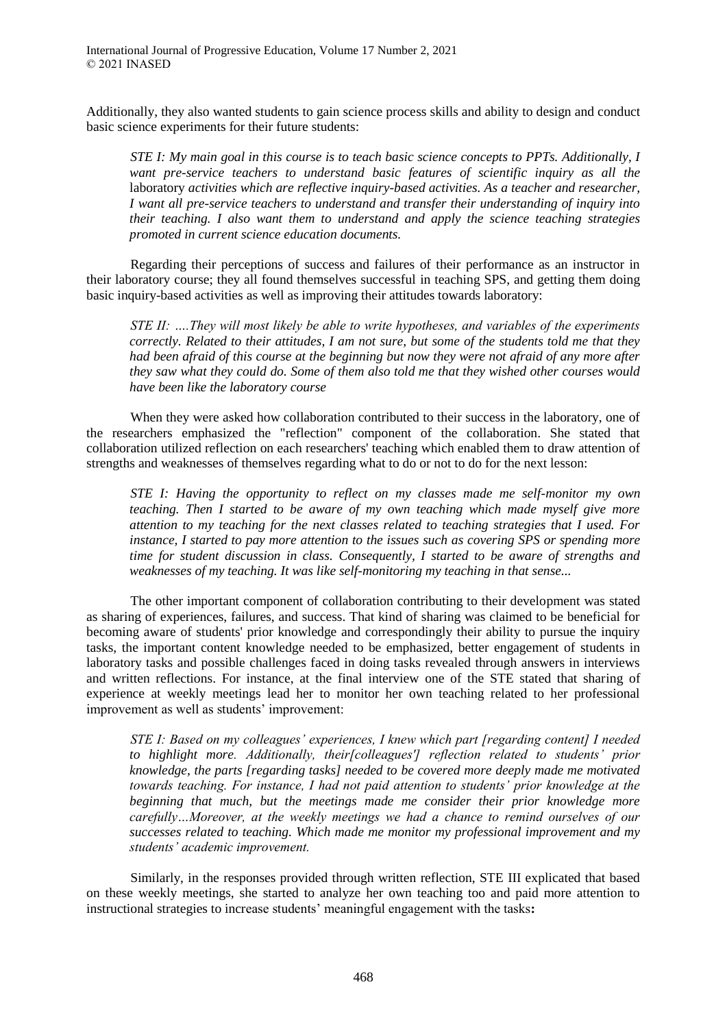Additionally, they also wanted students to gain science process skills and ability to design and conduct basic science experiments for their future students:

> *STE I: My main goal in this course is to teach basic science concepts to PPTs. Additionally, I want pre-service teachers to understand basic features of scientific inquiry as all the* laboratory *activities which are reflective inquiry-based activities. As a teacher and researcher, I want all pre-service teachers to understand and transfer their understanding of inquiry into their teaching. I also want them to understand and apply the science teaching strategies promoted in current science education documents.*

Regarding their perceptions of success and failures of their performance as an instructor in their laboratory course; they all found themselves successful in teaching SPS, and getting them doing basic inquiry-based activities as well as improving their attitudes towards laboratory:

> *STE II: ….They will most likely be able to write hypotheses, and variables of the experiments correctly. Related to their attitudes, I am not sure, but some of the students told me that they had been afraid of this course at the beginning but now they were not afraid of any more after they saw what they could do. Some of them also told me that they wished other courses would have been like the laboratory course*

When they were asked how collaboration contributed to their success in the laboratory, one of the researchers emphasized the "reflection" component of the collaboration. She stated that collaboration utilized reflection on each researchers' teaching which enabled them to draw attention of strengths and weaknesses of themselves regarding what to do or not to do for the next lesson:

> *STE I: Having the opportunity to reflect on my classes made me self-monitor my own teaching. Then I started to be aware of my own teaching which made myself give more attention to my teaching for the next classes related to teaching strategies that I used. For instance, I started to pay more attention to the issues such as covering SPS or spending more time for student discussion in class. Consequently, I started to be aware of strengths and weaknesses of my teaching. It was like self-monitoring my teaching in that sense...*

The other important component of collaboration contributing to their development was stated as sharing of experiences, failures, and success. That kind of sharing was claimed to be beneficial for becoming aware of students' prior knowledge and correspondingly their ability to pursue the inquiry tasks, the important content knowledge needed to be emphasized, better engagement of students in laboratory tasks and possible challenges faced in doing tasks revealed through answers in interviews and written reflections. For instance, at the final interview one of the STE stated that sharing of experience at weekly meetings lead her to monitor her own teaching related to her professional improvement as well as students' improvement:

> *STE I: Based on my colleagues' experiences, I knew which part [regarding content] I needed to highlight more. Additionally, their[colleagues'] reflection related to students' prior knowledge, the parts [regarding tasks] needed to be covered more deeply made me motivated towards teaching. For instance, I had not paid attention to students' prior knowledge at the beginning that much, but the meetings made me consider their prior knowledge more carefully…Moreover, at the weekly meetings we had a chance to remind ourselves of our successes related to teaching. Which made me monitor my professional improvement and my students' academic improvement.*

Similarly, in the responses provided through written reflection, STE III explicated that based on these weekly meetings, she started to analyze her own teaching too and paid more attention to instructional strategies to increase students' meaningful engagement with the tasks**:**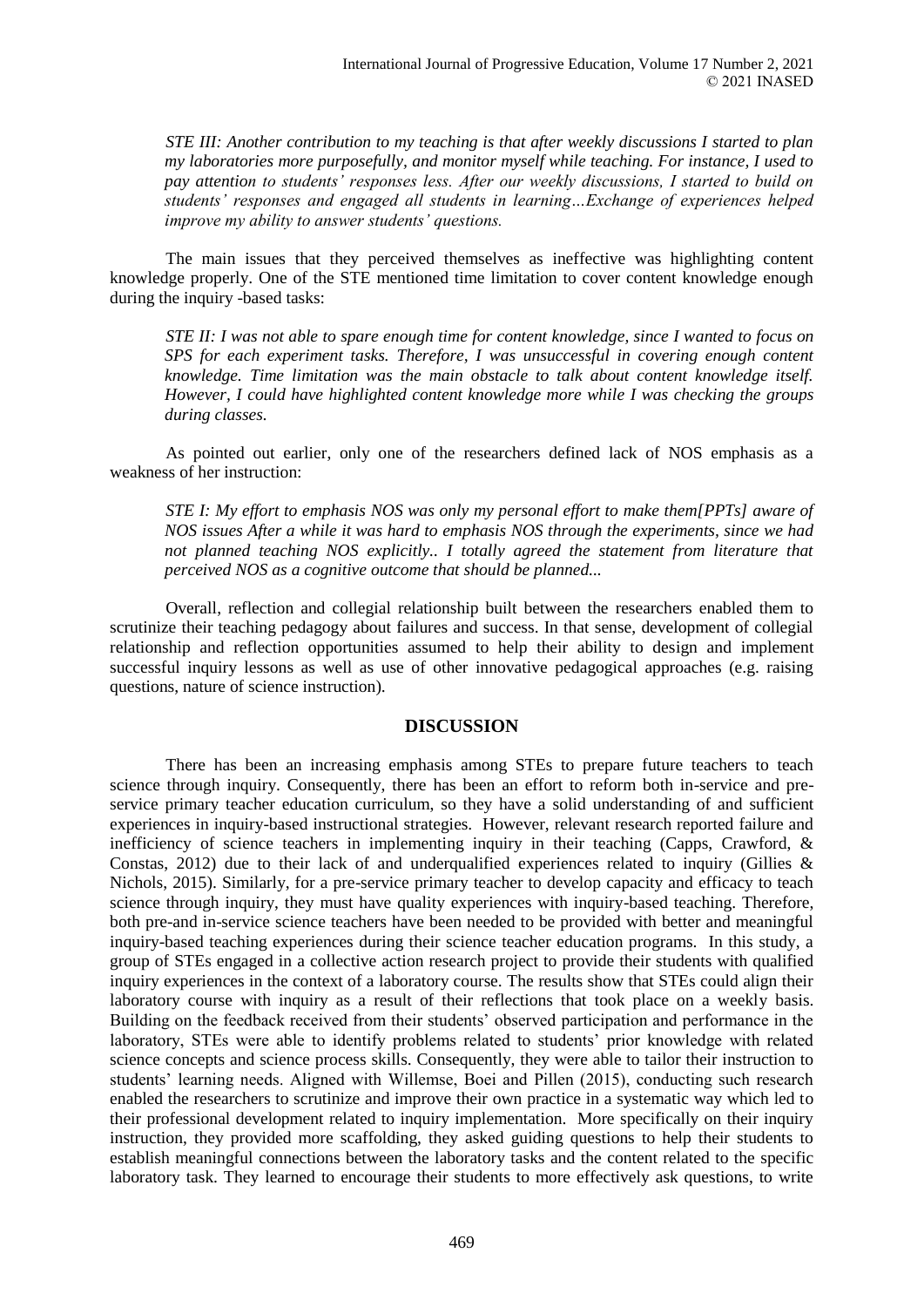*STE III: Another contribution to my teaching is that after weekly discussions I started to plan my laboratories more purposefully, and monitor myself while teaching. For instance, I used to pay attention to students' responses less. After our weekly discussions, I started to build on students' responses and engaged all students in learning…Exchange of experiences helped improve my ability to answer students' questions.*

The main issues that they perceived themselves as ineffective was highlighting content knowledge properly. One of the STE mentioned time limitation to cover content knowledge enough during the inquiry -based tasks:

*STE II: I was not able to spare enough time for content knowledge, since I wanted to focus on SPS for each experiment tasks. Therefore, I was unsuccessful in covering enough content knowledge. Time limitation was the main obstacle to talk about content knowledge itself. However, I could have highlighted content knowledge more while I was checking the groups during classes.*

As pointed out earlier, only one of the researchers defined lack of NOS emphasis as a weakness of her instruction:

*STE I: My effort to emphasis NOS was only my personal effort to make them[PPTs] aware of NOS issues After a while it was hard to emphasis NOS through the experiments, since we had not planned teaching NOS explicitly.. I totally agreed the statement from literature that perceived NOS as a cognitive outcome that should be planned...*

Overall, reflection and collegial relationship built between the researchers enabled them to scrutinize their teaching pedagogy about failures and success. In that sense, development of collegial relationship and reflection opportunities assumed to help their ability to design and implement successful inquiry lessons as well as use of other innovative pedagogical approaches (e.g. raising questions, nature of science instruction).

## DISCUSSION

There has been an increasing emphasis among STEs to prepare future teachers to teach science through inquiry. Consequently, there has been an effort to reform both in-service and pre-service primary teacher education curriculum, so they have a solid understanding of and sufficient experiences in inquiry-based instructional strategies. However, relevant research reported failure and inefficiency of science teachers in implementing inquiry in their teaching (Capps, Crawford, & Constas, 2012) due to their lack of and underqualified experiences related to inquiry (Gillies & Nichols, 2015). Similarly, for a pre-service primary teacher to develop capacity and efficacy to teach science through inquiry, they must have quality experiences with inquiry-based teaching. Therefore, both pre-and in-service science teachers have been needed to be provided with better and meaningful inquiry-based teaching experiences during their science teacher education programs. In this study, a group of STEs engaged in a collective action research project to provide their students with qualified inquiry experiences in the context of a laboratory course. The results show that STEs could align their laboratory course with inquiry as a result of their reflections that took place on a weekly basis. Building on the feedback received from their students' observed participation and performance in the laboratory, STEs were able to identify problems related to students' prior knowledge with related science concepts and science process skills. Consequently, they were able to tailor their instruction to students' learning needs. Aligned with Willemse, Boei and Pillen (2015), conducting such research enabled the researchers to scrutinize and improve their own practice in a systematic way which led to their professional development related to inquiry implementation. More specifically on their inquiry instruction, they provided more scaffolding, they asked guiding questions to help their students to establish meaningful connections between the laboratory tasks and the content related to the specific laboratory task. They learned to encourage their students to more effectively ask questions, to write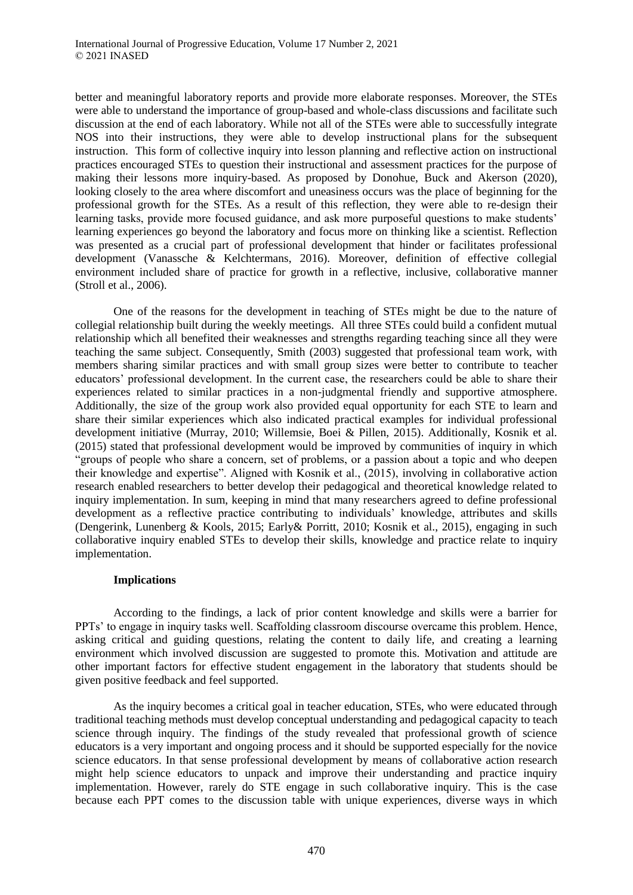better and meaningful laboratory reports and provide more elaborate responses. Moreover, the STEs were able to understand the importance of group-based and whole-class discussions and facilitate such discussion at the end of each laboratory. While not all of the STEs were able to successfully integrate NOS into their instructions, they were able to develop instructional plans for the subsequent instruction. This form of collective inquiry into lesson planning and reflective action on instructional practices encouraged STEs to question their instructional and assessment practices for the purpose of making their lessons more inquiry-based. As proposed by Donohue, Buck and Akerson (2020), looking closely to the area where discomfort and uneasiness occurs was the place of beginning for the professional growth for the STEs. As a result of this reflection, they were able to re-design their learning tasks, provide more focused guidance, and ask more purposeful questions to make students' learning experiences go beyond the laboratory and focus more on thinking like a scientist. Reflection was presented as a crucial part of professional development that hinder or facilitates professional development (Vanassche & Kelchtermans, 2016). Moreover, definition of effective collegial environment included share of practice for growth in a reflective, inclusive, collaborative manner (Stroll et al., 2006).

One of the reasons for the development in teaching of STEs might be due to the nature of collegial relationship built during the weekly meetings. All three STEs could build a confident mutual relationship which all benefited their weaknesses and strengths regarding teaching since all they were teaching the same subject. Consequently, Smith (2003) suggested that professional team work, with members sharing similar practices and with small group sizes were better to contribute to teacher educators' professional development. In the current case, the researchers could be able to share their experiences related to similar practices in a non-judgmental friendly and supportive atmosphere. Additionally, the size of the group work also provided equal opportunity for each STE to learn and share their similar experiences which also indicated practical examples for individual professional development initiative (Murray, 2010; Willemsie, Boei & Pillen, 2015). Additionally, Kosnik et al. (2015) stated that professional development would be improved by communities of inquiry in which "groups of people who share a concern, set of problems, or a passion about a topic and who deepen their knowledge and expertise". Aligned with Kosnik et al., (2015), involving in collaborative action research enabled researchers to better develop their pedagogical and theoretical knowledge related to inquiry implementation. In sum, keeping in mind that many researchers agreed to define professional development as a reflective practice contributing to individuals' knowledge, attributes and skills (Dengerink, Lunenberg & Kools, 2015; Early& Porritt, 2010; Kosnik et al., 2015), engaging in such collaborative inquiry enabled STEs to develop their skills, knowledge and practice relate to inquiry implementation.

### Implications

According to the findings, a lack of prior content knowledge and skills were a barrier for PPTs' to engage in inquiry tasks well. Scaffolding classroom discourse overcame this problem. Hence, asking critical and guiding questions, relating the content to daily life, and creating a learning environment which involved discussion are suggested to promote this. Motivation and attitude are other important factors for effective student engagement in the laboratory that students should be given positive feedback and feel supported.

As the inquiry becomes a critical goal in teacher education, STEs, who were educated through traditional teaching methods must develop conceptual understanding and pedagogical capacity to teach science through inquiry. The findings of the study revealed that professional growth of science educators is a very important and ongoing process and it should be supported especially for the novice science educators. In that sense professional development by means of collaborative action research might help science educators to unpack and improve their understanding and practice inquiry implementation. However, rarely do STE engage in such collaborative inquiry. This is the case because each PPT comes to the discussion table with unique experiences, diverse ways in which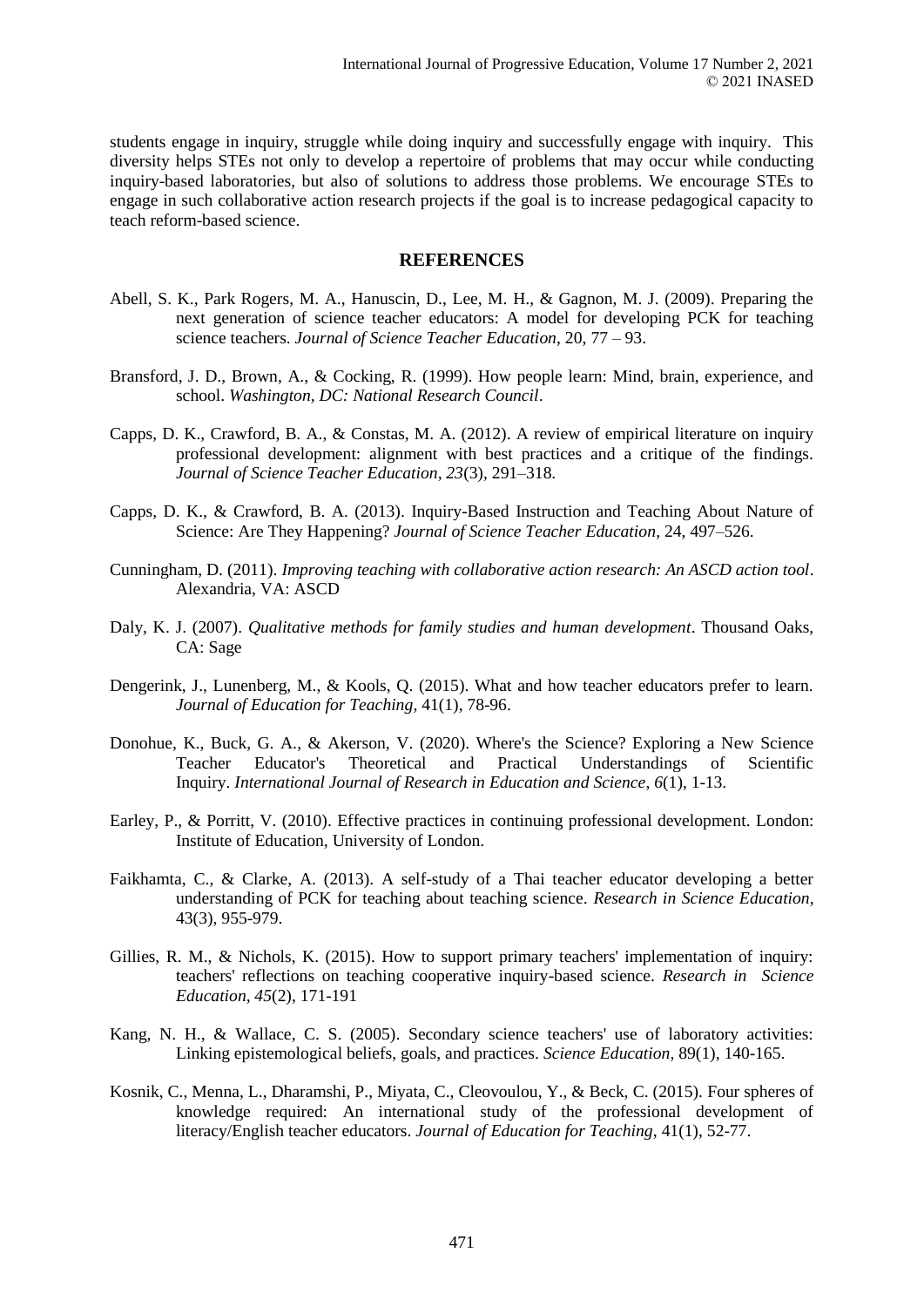students engage in inquiry, struggle while doing inquiry and successfully engage with inquiry. This diversity helps STEs not only to develop a repertoire of problems that may occur while conducting inquiry-based laboratories, but also of solutions to address those problems. We encourage STEs to engage in such collaborative action research projects if the goal is to increase pedagogical capacity to teach reform-based science.

## REFERENCES

Abell, S. K., Park Rogers, M. A., Hanuscin, D., Lee, M. H., & Gagnon, M. J. (2009). Preparing the next generation of science teacher educators: A model for developing PCK for teaching science teachers. *Journal of Science Teacher Education*, 20, 77 – 93.

Bransford, J. D., Brown, A., & Cocking, R. (1999). How people learn: Mind, brain, experience, and school. *Washington, DC: National Research Council*.

Capps, D. K., Crawford, B. A., & Constas, M. A. (2012). A review of empirical literature on inquiry professional development: alignment with best practices and a critique of the findings. *Journal of Science Teacher Education*, *23*(3), 291–318.

Capps, D. K., & Crawford, B. A. (2013). Inquiry-Based Instruction and Teaching About Nature of Science: Are They Happening? *Journal of Science Teacher Education*, 24, 497–526.

Cunningham, D. (2011). *Improving teaching with collaborative action research: An ASCD action tool*. Alexandria, VA: ASCD

Daly, K. J. (2007). *Qualitative methods for family studies and human development*. Thousand Oaks, CA: Sage

Dengerink, J., Lunenberg, M., & Kools, Q. (2015). What and how teacher educators prefer to learn. *Journal of Education for Teaching*, 41(1), 78-96.

Donohue, K., Buck, G. A., & Akerson, V. (2020). Where's the Science? Exploring a New Science Teacher Educator's Theoretical and Practical Understandings of Scientific Inquiry. *International Journal of Research in Education and Science*, *6*(1), 1-13.

Earley, P., & Porritt, V. (2010). Effective practices in continuing professional development. London: Institute of Education, University of London.

Faikhamta, C., & Clarke, A. (2013). A self-study of a Thai teacher educator developing a better understanding of PCK for teaching about teaching science. *Research in Science Education*, 43(3), 955-979.

Gillies, R. M., & Nichols, K. (2015). How to support primary teachers' implementation of inquiry: teachers' reflections on teaching cooperative inquiry-based science. *Research in Science Education*, *45*(2), 171-191

Kang, N. H., & Wallace, C. S. (2005). Secondary science teachers' use of laboratory activities: Linking epistemological beliefs, goals, and practices. *Science Education*, 89(1), 140-165.

Kosnik, C., Menna, L., Dharamshi, P., Miyata, C., Cleovoulou, Y., & Beck, C. (2015). Four spheres of knowledge required: An international study of the professional development of literacy/English teacher educators. *Journal of Education for Teaching*, 41(1), 52-77.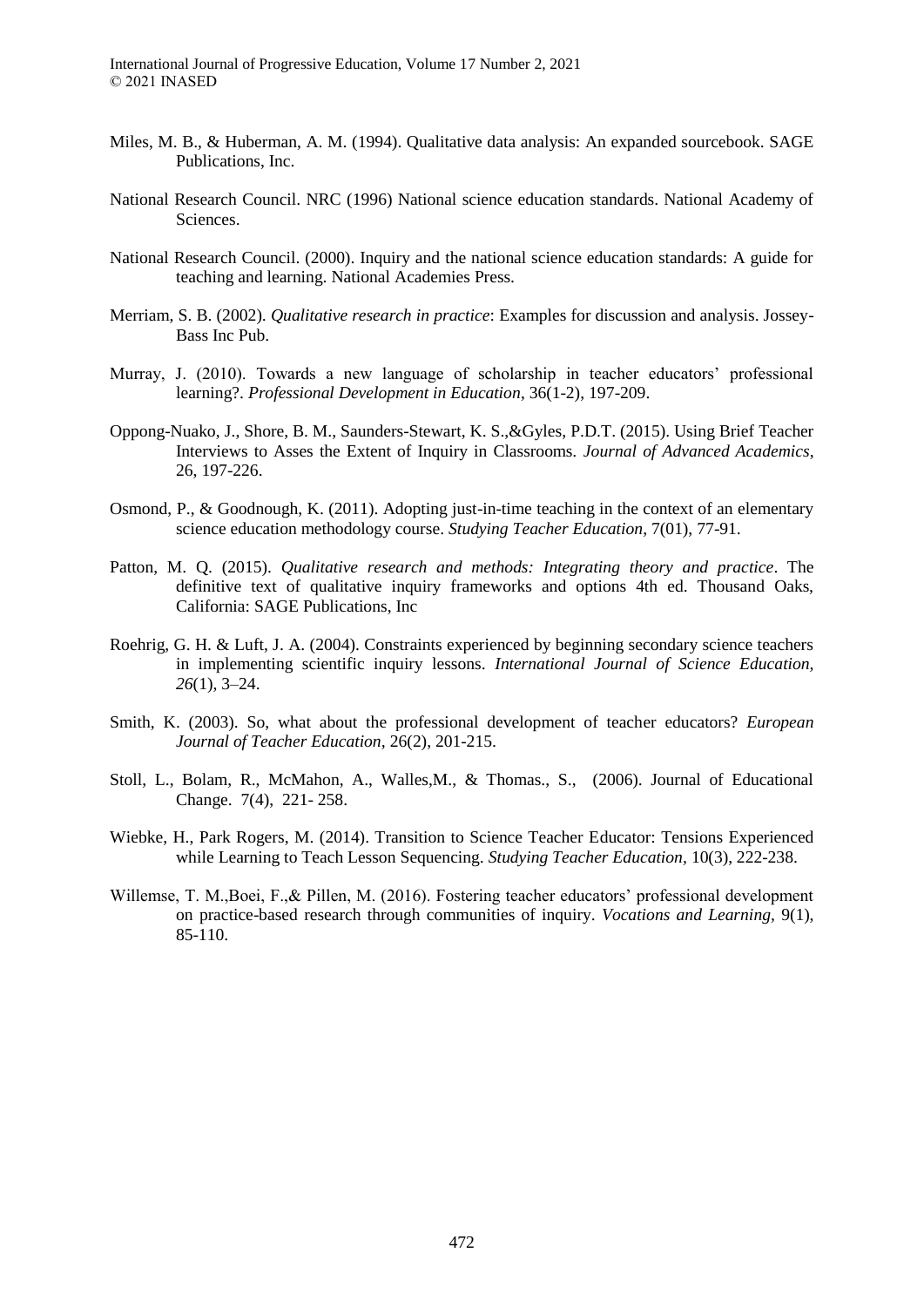Miles, M. B., & Huberman, A. M. (1994). Qualitative data analysis: An expanded sourcebook. SAGE Publications, Inc.

National Research Council. NRC (1996) National science education standards. National Academy of Sciences.

National Research Council. (2000). Inquiry and the national science education standards: A guide for teaching and learning. National Academies Press.

Merriam, S. B. (2002). *Qualitative research in practice*: Examples for discussion and analysis. Jossey-Bass Inc Pub.

Murray, J. (2010). Towards a new language of scholarship in teacher educators' professional learning?. *Professional Development in Education*, 36(1-2), 197-209.

Oppong-Nuako, J., Shore, B. M., Saunders-Stewart, K. S.,&Gyles, P.D.T. (2015). Using Brief Teacher Interviews to Asses the Extent of Inquiry in Classrooms. *Journal of Advanced Academics*, 26, 197-226.

Osmond, P., & Goodnough, K. (2011). Adopting just-in-time teaching in the context of an elementary science education methodology course. *Studying Teacher Education*, 7(01), 77-91.

Patton, M. Q. (2015). *Qualitative research and methods: Integrating theory and practice*. The definitive text of qualitative inquiry frameworks and options 4th ed. Thousand Oaks, California: SAGE Publications, Inc

Roehrig, G. H. & Luft, J. A. (2004). Constraints experienced by beginning secondary science teachers in implementing scientific inquiry lessons. *International Journal of Science Education, 26*(1), 3–24.

Smith, K. (2003). So, what about the professional development of teacher educators? *European Journal of Teacher Education*, 26(2), 201-215.

Stoll, L., Bolam, R., McMahon, A., Walles,M., & Thomas., S., (2006). Journal of Educational Change. 7(4), 221- 258.

Wiebke, H., Park Rogers, M. (2014). Transition to Science Teacher Educator: Tensions Experienced while Learning to Teach Lesson Sequencing. *Studying Teacher Education*, 10(3), 222-238.

Willemse, T. M.,Boei, F.,& Pillen, M. (2016). Fostering teacher educators' professional development on practice-based research through communities of inquiry. *Vocations and Learning*, 9(1), 85-110.